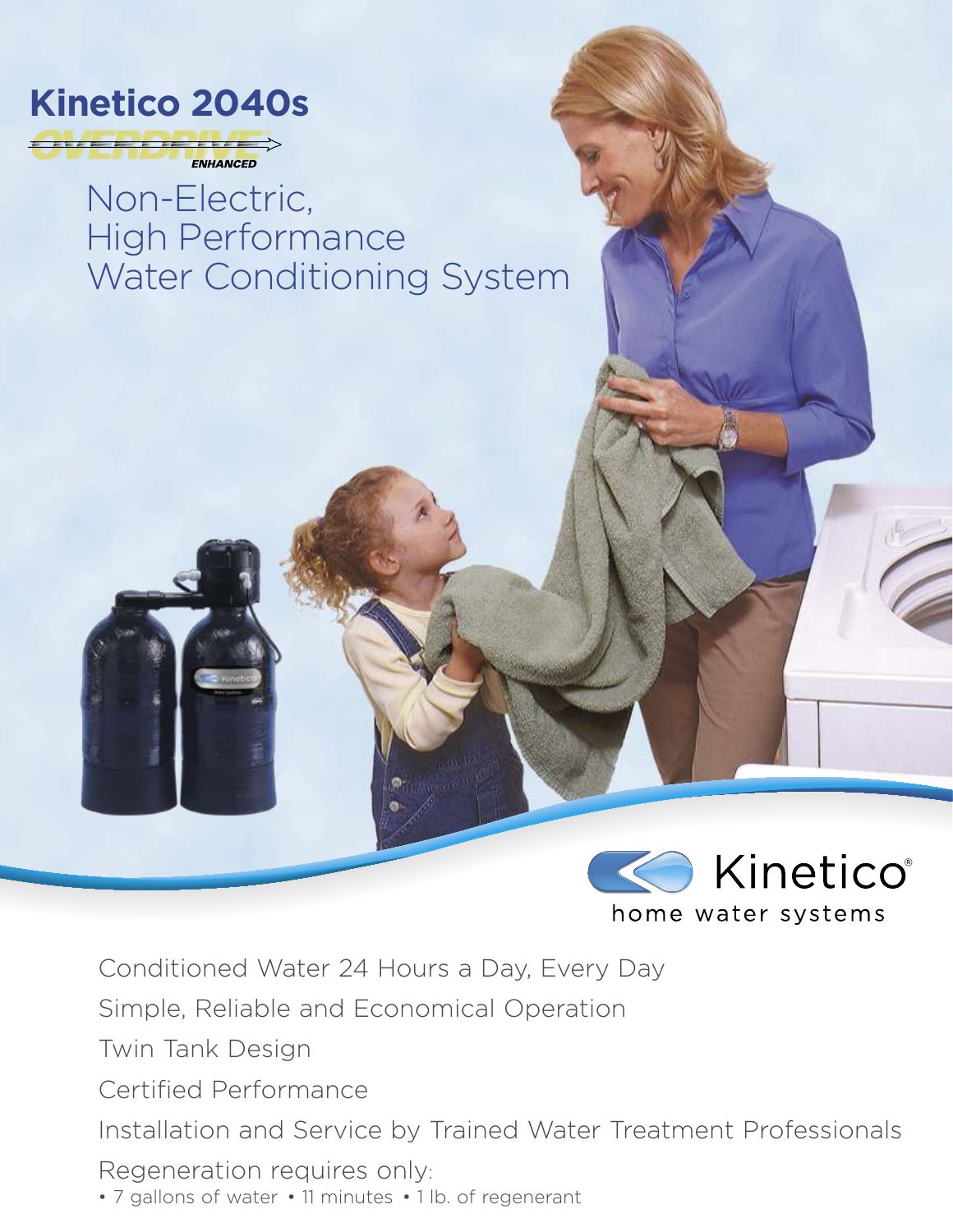# Kinetico 2040s

OVERDRIVE® ENHANCED

## Non-Electric, High Performance Water Conditioning System

Kinetico® home water systems

Conditioned Water 24 Hours a Day, Every Day

Simple, Reliable and Economical Operation

Twin Tank Design

Certified Performance

Installation and Service by Trained Water Treatment Professionals

Regeneration requires only:

- 7 gallons of water
- 11 minutes
- 1 lb. of regenerant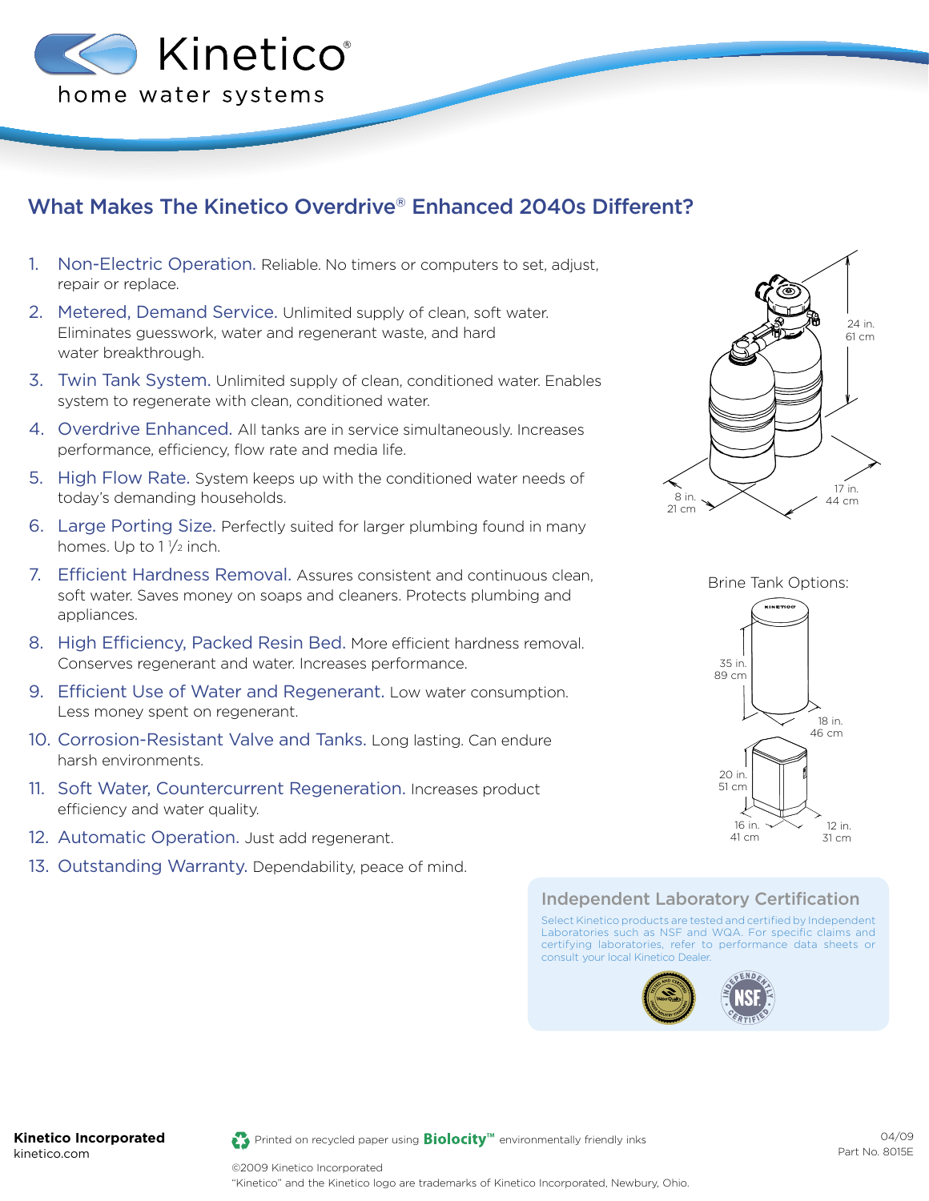# Kinetico

home water systems

## What Makes The Kinetico Overdrive® Enhanced 2040s Different?

1. Non-Electric Operation. Reliable. No timers or computers to set, adjust, repair or replace.
2. Metered, Demand Service. Unlimited supply of clean, soft water. Eliminates guesswork, water and regenerant waste, and hard water breakthrough.
3. Twin Tank System. Unlimited supply of clean, conditioned water. Enables system to regenerate with clean, conditioned water.
4. Overdrive Enhanced. All tanks are in service simultaneously. Increases performance, efficiency, flow rate and media life.
5. High Flow Rate. System keeps up with the conditioned water needs of today's demanding households.
6. Large Porting Size. Perfectly suited for larger plumbing found in many homes. Up to 1 1/2 inch.
7. Efficient Hardness Removal. Assures consistent and continuous clean, soft water. Saves money on soaps and cleaners. Protects plumbing and appliances.
8. High Efficiency, Packed Resin Bed. More efficient hardness removal. Conserves regenerant and water. Increases performance.
9. Efficient Use of Water and Regenerant. Low water consumption. Less money spent on regenerant.
10. Corrosion-Resistant Valve and Tanks. Long lasting. Can endure harsh environments.
11. Soft Water, Countercurrent Regeneration. Increases product efficiency and water quality.
12. Automatic Operation. Just add regenerant.
13. Outstanding Warranty. Dependability, peace of mind.

24 in.
61 cm
8 in.
21 cm
17 in.
44 cm

Brine Tank Options:

35 in.
89 cm
18 in.
46 cm

20 in.
51 cm
16 in.
41 cm
12 in.
31 cm

### Independent Laboratory Certification

Select Kinetico products are tested and certified by Independent Laboratories such as NSF and WQA. For specific claims and certifying laboratories, refer to performance data sheets or consult your local Kinetico Dealer.

**Kinetico Incorporated**
kinetico.com

Printed on recycled paper using **Biolocity™** environmentally friendly inks

©2009 Kinetico Incorporated
"Kinetico" and the Kinetico logo are trademarks of Kinetico Incorporated, Newbury, Ohio.

04/09
Part No. 8015E